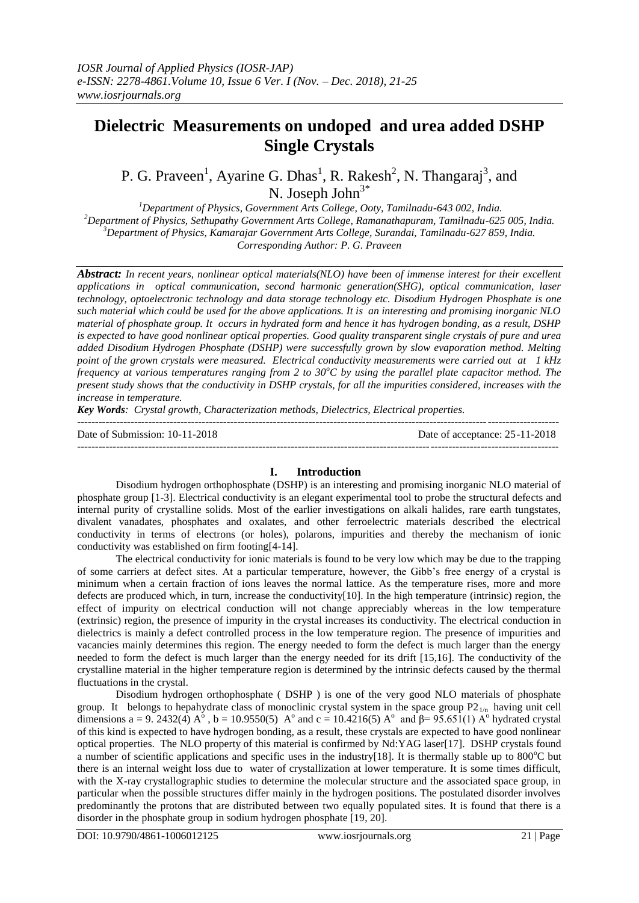*IOSR Journal of Applied Physics (IOSR-JAP)*
*e-ISSN: 2278-4861.Volume 10, Issue 6 Ver. I (Nov. – Dec. 2018), 21-25*
*www.iosrjournals.org*

# Dielectric Measurements on undoped and urea added DSHP Single Crystals

P. G. Praveen[1], Ayarine G. Dhas[1], R. Rakesh[2], N. Thangaraj[3], and N. Joseph John[3*]

[1]*Department of Physics, Government Arts College, Ooty, Tamilnadu-643 002, India.*
[2]*Department of Physics, Sethupathy Government Arts College, Ramanathapuram, Tamilnadu-625 005, India.*
[3]*Department of Physics, Kamarajar Government Arts College, Surandai, Tamilnadu-627 859, India.*
*Corresponding Author: P. G. Praveen*

***Abstract:*** *In recent years, nonlinear optical materials(NLO) have been of immense interest for their excellent applications in optical communication, second harmonic generation(SHG), optical communication, laser technology, optoelectronic technology and data storage technology etc. Disodium Hydrogen Phosphate is one such material which could be used for the above applications. It is an interesting and promising inorganic NLO material of phosphate group. It occurs in hydrated form and hence it has hydrogen bonding, as a result, DSHP is expected to have good nonlinear optical properties. Good quality transparent single crystals of pure and urea added Disodium Hydrogen Phosphate (DSHP) were successfully grown by slow evaporation method. Melting point of the grown crystals were measured. Electrical conductivity measurements were carried out at 1 kHz frequency at various temperatures ranging from 2 to 30°C by using the parallel plate capacitor method. The present study shows that the conductivity in DSHP crystals, for all the impurities considered, increases with the increase in temperature.*

***Key Words****: Crystal growth, Characterization methods, Dielectrics, Electrical properties.*

---

Date of Submission: 10-11-2018 Date of acceptance: 25-11-2018

---

## I. Introduction

Disodium hydrogen orthophosphate (DSHP) is an interesting and promising inorganic NLO material of phosphate group [1-3]. Electrical conductivity is an elegant experimental tool to probe the structural defects and internal purity of crystalline solids. Most of the earlier investigations on alkali halides, rare earth tungstates, divalent vanadates, phosphates and oxalates, and other ferroelectric materials described the electrical conductivity in terms of electrons (or holes), polarons, impurities and thereby the mechanism of ionic conductivity was established on firm footing[4-14].

The electrical conductivity for ionic materials is found to be very low which may be due to the trapping of some carriers at defect sites. At a particular temperature, however, the Gibb's free energy of a crystal is minimum when a certain fraction of ions leaves the normal lattice. As the temperature rises, more and more defects are produced which, in turn, increase the conductivity[10]. In the high temperature (intrinsic) region, the effect of impurity on electrical conduction will not change appreciably whereas in the low temperature (extrinsic) region, the presence of impurity in the crystal increases its conductivity. The electrical conduction in dielectrics is mainly a defect controlled process in the low temperature region. The presence of impurities and vacancies mainly determines this region. The energy needed to form the defect is much larger than the energy needed to form the defect is much larger than the energy needed for its drift [15,16]. The conductivity of the crystalline material in the higher temperature region is determined by the intrinsic defects caused by the thermal fluctuations in the crystal.

Disodium hydrogen orthophosphate ( DSHP ) is one of the very good NLO materials of phosphate group. It belongs to hepahydrate class of monoclinic crystal system in the space group $P2_{1/n}$ having unit cell dimensions a = 9. 2432(4) A°, b = 10.9550(5) A° and c = 10.4216(5) A° and β= 95.651(1) A° hydrated crystal of this kind is expected to have hydrogen bonding, as a result, these crystals are expected to have good nonlinear optical properties. The NLO property of this material is confirmed by Nd:YAG laser[17]. DSHP crystals found a number of scientific applications and specific uses in the industry[18]. It is thermally stable up to 800°C but there is an internal weight loss due to water of crystallization at lower temperature. It is some times difficult, with the X-ray crystallographic studies to determine the molecular structure and the associated space group, in particular when the possible structures differ mainly in the hydrogen positions. The postulated disorder involves predominantly the protons that are distributed between two equally populated sites. It is found that there is a disorder in the phosphate group in sodium hydrogen phosphate [19, 20].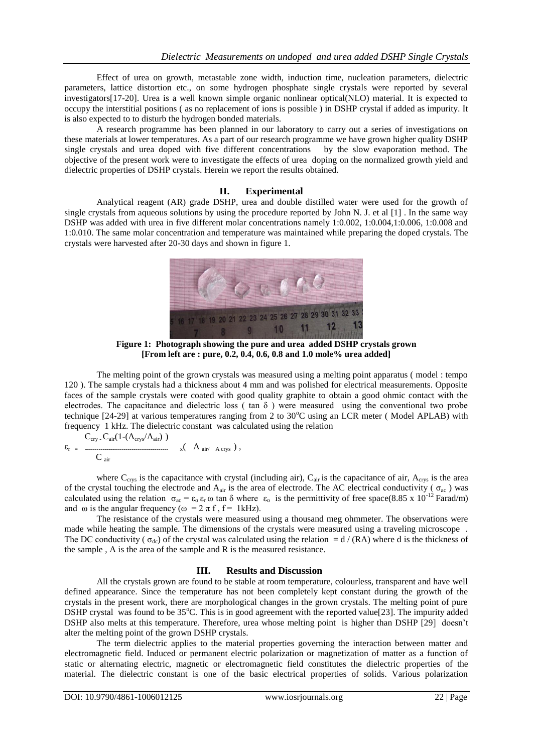Effect of urea on growth, metastable zone width, induction time, nucleation parameters, dielectric parameters, lattice distortion etc., on some hydrogen phosphate single crystals were reported by several investigators[17-20]. Urea is a well known simple organic nonlinear optical(NLO) material. It is expected to occupy the interstitial positions ( as no replacement of ions is possible ) in DSHP crystal if added as impurity. It is also expected to to disturb the hydrogen bonded materials.

A research programme has been planned in our laboratory to carry out a series of investigations on these materials at lower temperatures. As a part of our research programme we have grown higher quality DSHP single crystals and urea doped with five different concentrations by the slow evaporation method. The objective of the present work were to investigate the effects of urea doping on the normalized growth yield and dielectric properties of DSHP crystals. Herein we report the results obtained.

## II. Experimental

Analytical reagent (AR) grade DSHP, urea and double distilled water were used for the growth of single crystals from aqueous solutions by using the procedure reported by John N. J. et al [1] . In the same way DSHP was added with urea in five different molar concentrations namely 1:0.002, 1:0.004,1:0.006, 1:0.008 and 1:0.010. The same molar concentration and temperature was maintained while preparing the doped crystals. The crystals were harvested after 20-30 days and shown in figure 1.

**Figure 1: Photograph showing the pure and urea added DSHP crystals grown [From left are : pure, 0.2, 0.4, 0.6, 0.8 and 1.0 mole% urea added]**

The melting point of the grown crystals was measured using a melting point apparatus ( model : tempo 120 ). The sample crystals had a thickness about 4 mm and was polished for electrical measurements. Opposite faces of the sample crystals were coated with good quality graphite to obtain a good ohmic contact with the electrodes. The capacitance and dielectric loss ( tan δ ) were measured using the conventional two probe technique [24-29] at various temperatures ranging from 2 to 30°C using an LCR meter ( Model APLAB) with frequency 1 kHz. The dielectric constant was calculated using the relation

$$\varepsilon_r = \frac{C_{cry} - C_{air}(1-(A_{crys}/A_{air}))}{C_{air}} \times (A_{air}/A_{crys}),$$

where $C_{crys}$ is the capacitance with crystal (including air), $C_{air}$ is the capacitance of air, $A_{crys}$ is the area of the crystal touching the electrode and $A_{air}$ is the area of electrode. The AC electrical conductivity ( $\sigma_{ac}$ ) was calculated using the relation $\sigma_{ac} = \varepsilon_o \varepsilon_r \omega \tan \delta$ where $\varepsilon_o$ is the permittivity of free space($8.85 \times 10^{-12}$ Farad/m) and ω is the angular frequency ($\omega = 2 \pi f$ , f = 1kHz).

The resistance of the crystals were measured using a thousand meg ohmmeter. The observations were made while heating the sample. The dimensions of the crystals were measured using a traveling microscope . The DC conductivity ( $\sigma_{dc}$) of the crystal was calculated using the relation $= d / (RA)$ where d is the thickness of the sample , A is the area of the sample and R is the measured resistance.

## III. Results and Discussion

All the crystals grown are found to be stable at room temperature, colourless, transparent and have well defined appearance. Since the temperature has not been completely kept constant during the growth of the crystals in the present work, there are morphological changes in the grown crystals. The melting point of pure DSHP crystal was found to be 35°C. This is in good agreement with the reported value[23]. The impurity added DSHP also melts at this temperature. Therefore, urea whose melting point is higher than DSHP [29] doesn't alter the melting point of the grown DSHP crystals.

The term dielectric applies to the material properties governing the interaction between matter and electromagnetic field. Induced or permanent electric polarization or magnetization of matter as a function of static or alternating electric, magnetic or electromagnetic field constitutes the dielectric properties of the material. The dielectric constant is one of the basic electrical properties of solids. Various polarization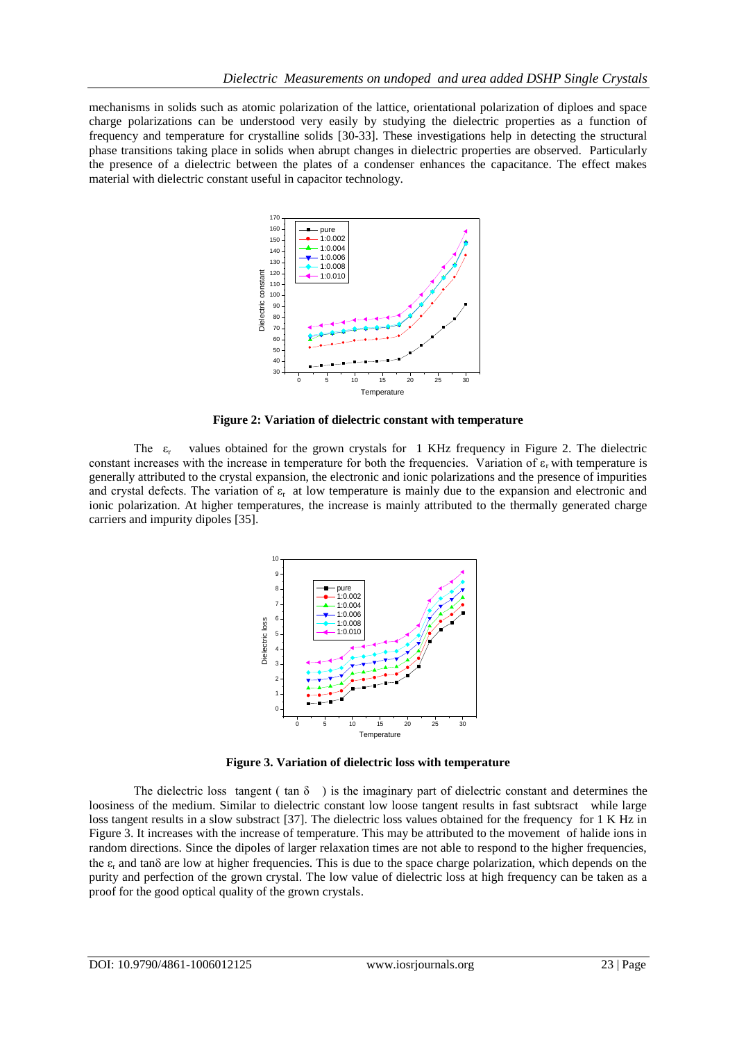mechanisms in solids such as atomic polarization of the lattice, orientational polarization of diploes and space charge polarizations can be understood very easily by studying the dielectric properties as a function of frequency and temperature for crystalline solids [30-33]. These investigations help in detecting the structural phase transitions taking place in solids when abrupt changes in dielectric properties are observed. Particularly the presence of a dielectric between the plates of a condenser enhances the capacitance. The effect makes material with dielectric constant useful in capacitor technology.

**Figure 2: Variation of dielectric constant with temperature**

The $\varepsilon_r$ values obtained for the grown crystals for 1 KHz frequency in Figure 2. The dielectric constant increases with the increase in temperature for both the frequencies. Variation of $\varepsilon_r$ with temperature is generally attributed to the crystal expansion, the electronic and ionic polarizations and the presence of impurities and crystal defects. The variation of $\varepsilon_r$ at low temperature is mainly due to the expansion and electronic and ionic polarization. At higher temperatures, the increase is mainly attributed to the thermally generated charge carriers and impurity dipoles [35].

**Figure 3. Variation of dielectric loss with temperature**

The dielectric loss tangent ( $\tan\delta$ ) is the imaginary part of dielectric constant and determines the loosiness of the medium. Similar to dielectric constant low loose tangent results in fast subtsract while large loss tangent results in a slow substract [37]. The dielectric loss values obtained for the frequency for 1 K Hz in Figure 3. It increases with the increase of temperature. This may be attributed to the movement of halide ions in random directions. Since the dipoles of larger relaxation times are not able to respond to the higher frequencies, the $\varepsilon_r$ and $\tan\delta$ are low at higher frequencies. This is due to the space charge polarization, which depends on the purity and perfection of the grown crystal. The low value of dielectric loss at high frequency can be taken as a proof for the good optical quality of the grown crystals.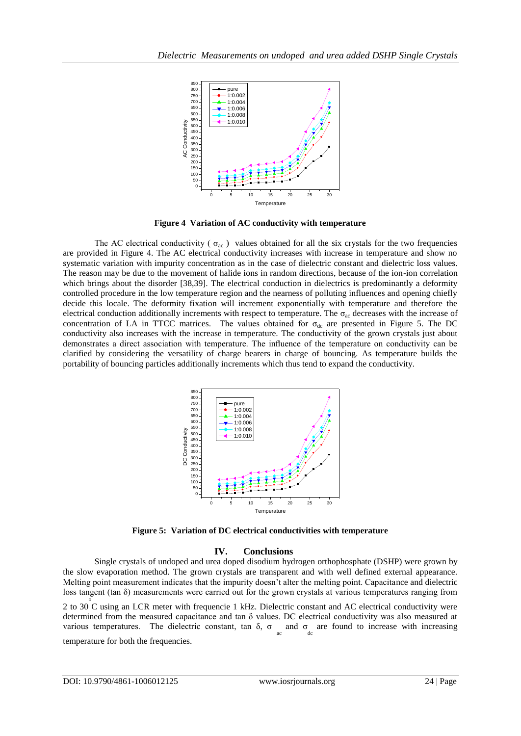Figure 4 Variation of AC conductivity with temperature

The AC electrical conductivity ( $\sigma_{ac}$ ) values obtained for all the six crystals for the two frequencies are provided in Figure 4. The AC electrical conductivity increases with increase in temperature and show no systematic variation with impurity concentration as in the case of dielectric constant and dielectric loss values. The reason may be due to the movement of halide ions in random directions, because of the ion-ion correlation which brings about the disorder [38,39]. The electrical conduction in dielectrics is predominantly a deformity controlled procedure in the low temperature region and the nearness of polluting influences and opening chiefly decide this locale. The deformity fixation will increment exponentially with temperature and therefore the electrical conduction additionally increments with respect to temperature. The $\sigma_{ac}$ decreases with the increase of concentration of LA in TTCC matrices. The values obtained for $\sigma_{dc}$ are presented in Figure 5. The DC conductivity also increases with the increase in temperature. The conductivity of the grown crystals just about demonstrates a direct association with temperature. The influence of the temperature on conductivity can be clarified by considering the versatility of charge bearers in charge of bouncing. As temperature builds the portability of bouncing particles additionally increments which thus tend to expand the conductivity.

Figure 5: Variation of DC electrical conductivities with temperature

## IV. Conclusions

Single crystals of undoped and urea doped disodium hydrogen orthophosphate (DSHP) were grown by the slow evaporation method. The grown crystals are transparent and with well defined external appearance. Melting point measurement indicates that the impurity doesn't alter the melting point. Capacitance and dielectric loss tangent (tan δ) measurements were carried out for the grown crystals at various temperatures ranging from 2 to 30 $^{o}$C using an LCR meter with frequencie 1 kHz. Dielectric constant and AC electrical conductivity were determined from the measured capacitance and tan δ values. DC electrical conductivity was also measured at various temperatures. The dielectric constant, tan δ, $\sigma_{ac}$ and $\sigma_{dc}$ are found to increase with increasing temperature for both the frequencies.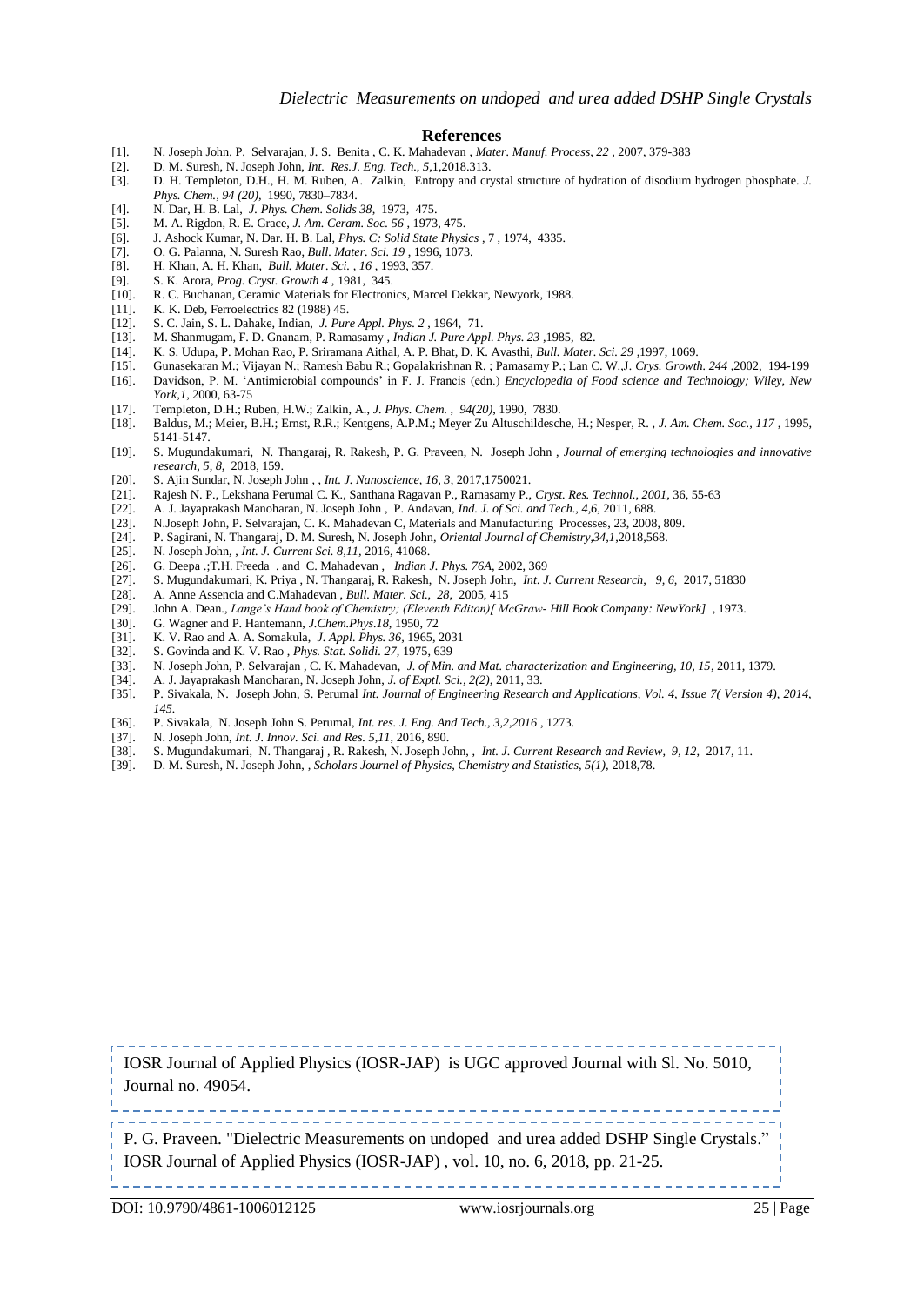## References

- [1]. N. Joseph John, P. Selvarajan, J. S. Benita , C. K. Mahadevan , *Mater. Manuf. Process, 22* , 2007, 379-383
- [2]. D. M. Suresh, N. Joseph John, *Int. Res.J. Eng. Tech., 5*,1,2018.313.
- [3]. D. H. Templeton, D.H., H. M. Ruben, A. Zalkin, Entropy and crystal structure of hydration of disodium hydrogen phosphate. *J. Phys. Chem., 94 (20),* 1990, 7830–7834.
- [4]. N. Dar, H. B. Lal, *J. Phys. Chem. Solids 38*, 1973, 475.
- [5]. M. A. Rigdon, R. E. Grace, *J. Am. Ceram. Soc. 56* , 1973, 475.
- [6]. J. Ashock Kumar, N. Dar. H. B. Lal, *Phys. C: Solid State Physics* , 7 , 1974, 4335.
- [7]. O. G. Palanna, N. Suresh Rao, *Bull. Mater. Sci. 19* , 1996, 1073.
- [8]. H. Khan, A. H. Khan, *Bull. Mater. Sci. , 16* , 1993, 357.
- [9]. S. K. Arora, *Prog. Cryst. Growth 4* , 1981, 345.
- [10]. R. C. Buchanan, Ceramic Materials for Electronics, Marcel Dekkar, Newyork, 1988.
- [11]. K. K. Deb, Ferroelectrics 82 (1988) 45.
- [12]. S. C. Jain, S. L. Dahake, Indian, *J. Pure Appl. Phys. 2* , 1964, 71.
- [13]. M. Shanmugam, F. D. Gnanam, P. Ramasamy , *Indian J. Pure Appl. Phys. 23* ,1985, 82.
- [14]. K. S. Udupa, P. Mohan Rao, P. Sriramana Aithal, A. P. Bhat, D. K. Avasthi, *Bull. Mater. Sci. 29* ,1997, 1069.
- [15]. Gunasekaran M.; Vijayan N.; Ramesh Babu R.; Gopalakrishnan R. ; Pamasamy P.; Lan C. W.,J. *Crys. Growth. 244* ,2002, 194-199
- [16]. Davidson, P. M. 'Antimicrobial compounds' in F. J. Francis (edn.) *Encyclopedia of Food science and Technology; Wiley, New York,1*, 2000, 63-75
- [17]. Templeton, D.H.; Ruben, H.W.; Zalkin, A., *J. Phys. Chem. , 94(20)*, 1990, 7830.
- [18]. Baldus, M.; Meier, B.H.; Ernst, R.R.; Kentgens, A.P.M.; Meyer Zu Altuschildesche, H.; Nesper, R. , *J. Am. Chem. Soc., 117* , 1995, 5141-5147.
- [19]. S. Mugundakumari, N. Thangaraj, R. Rakesh, P. G. Praveen, N. Joseph John , *Journal of emerging technologies and innovative research, 5, 8,* 2018, 159.
- [20]. S. Ajin Sundar, N. Joseph John , , *Int. J. Nanoscience, 16, 3*, 2017,1750021.
- [21]. Rajesh N. P., Lekshana Perumal C. K., Santhana Ragavan P., Ramasamy P., *Cryst. Res. Technol., 2001*, 36, 55-63
- [22]. A. J. Jayaprakash Manoharan, N. Joseph John , P. Andavan, *Ind. J. of Sci. and Tech., 4,6*, 2011, 688.
- [23]. N.Joseph John, P. Selvarajan, C. K. Mahadevan C, Materials and Manufacturing Processes, 23, 2008, 809.
- [24]. P. Sagirani, N. Thangaraj, D. M. Suresh, N. Joseph John, *Oriental Journal of Chemistry,34,1*,2018,568.
- [25]. N. Joseph John, , *Int. J. Current Sci. 8,11*, 2016, 41068.
- [26]. G. Deepa .;T.H. Freeda . and C. Mahadevan , *Indian J. Phys. 76A*, 2002, 369
- [27]. S. Mugundakumari, K. Priya , N. Thangaraj, R. Rakesh, N. Joseph John, *Int. J. Current Research, 9, 6,* 2017, 51830
- [28]. A. Anne Assencia and C.Mahadevan , *Bull. Mater. Sci., 28,* 2005, 415
- [29]. John A. Dean., *Lange's Hand book of Chemistry; (Eleventh Editon)[ McGraw- Hill Book Company: NewYork]* , 1973.
- [30]. G. Wagner and P. Hantemann, *J.Chem.Phys.18*, 1950, 72
- [31]. K. V. Rao and A. A. Somakula, *J. Appl. Phys. 36*, 1965, 2031
- [32]. S. Govinda and K. V. Rao , *Phys. Stat. Solidi. 27*, 1975, 639
- [33]. N. Joseph John, P. Selvarajan , C. K. Mahadevan, *J. of Min. and Mat. characterization and Engineering, 10, 15*, 2011, 1379.
- [34]. A. J. Jayaprakash Manoharan, N. Joseph John, *J. of Exptl. Sci., 2(2)*, 2011, 33.
- [35]. P. Sivakala, N. Joseph John, S. Perumal *Int. Journal of Engineering Research and Applications, Vol. 4, Issue 7( Version 4), 2014, 145.*
- [36]. P. Sivakala, N. Joseph John S. Perumal, *Int. res. J. Eng. And Tech., 3,2,2016* , 1273.
- [37]. N. Joseph John, *Int. J. Innov. Sci. and Res. 5,11*, 2016, 890.
- [38]. S. Mugundakumari, N. Thangaraj , R. Rakesh, N. Joseph John, , *Int. J. Current Research and Review, 9, 12,* 2017, 11.
- [39]. D. M. Suresh, N. Joseph John, , *Scholars Journel of Physics, Chemistry and Statistics, 5(1)*, 2018,78.

IOSR Journal of Applied Physics (IOSR-JAP) is UGC approved Journal with Sl. No. 5010, Journal no. 49054.

P. G. Praveen. "Dielectric Measurements on undoped and urea added DSHP Single Crystals." IOSR Journal of Applied Physics (IOSR-JAP) , vol. 10, no. 6, 2018, pp. 21-25.